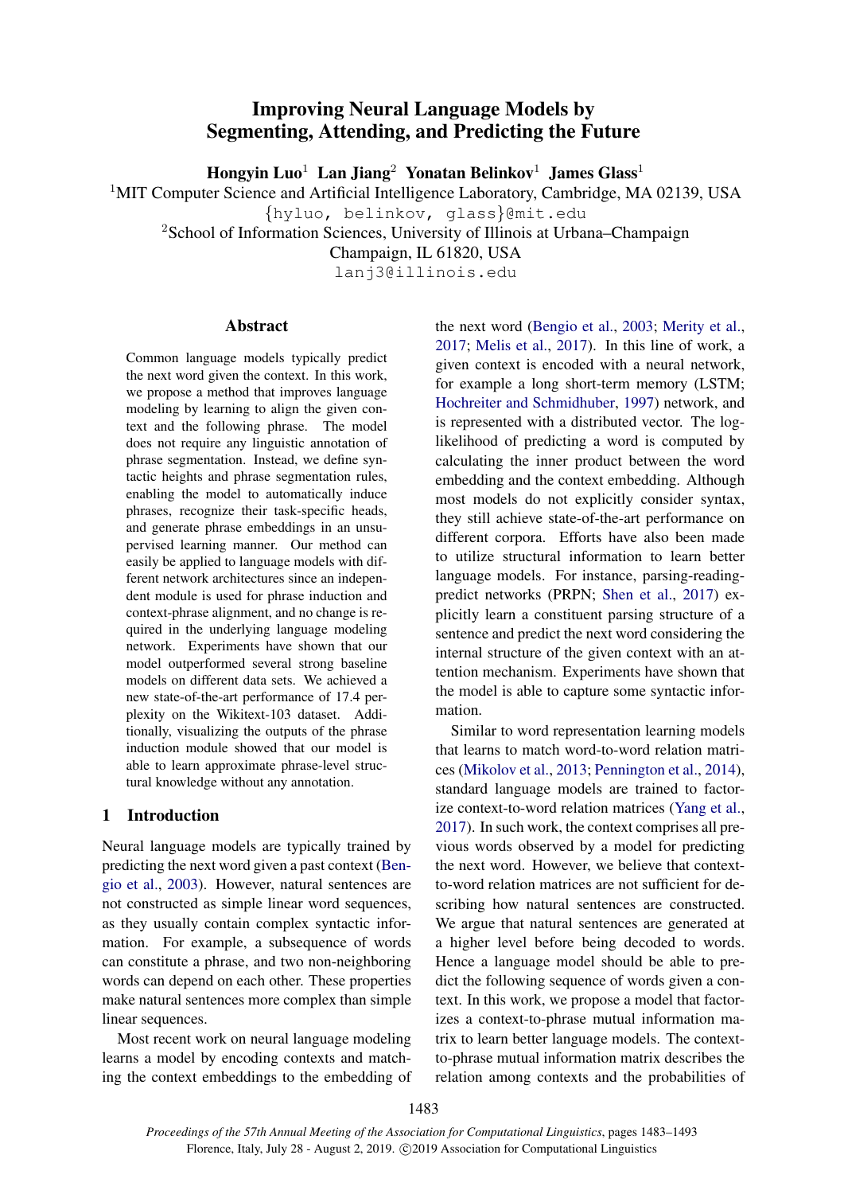# Improving Neural Language Models by Segmenting, Attending, and Predicting the Future

**Hongyin Luo**[1] **Lan Jiang**[2] **Yonatan Belinkov**[1] **James Glass**[1]

[1]MIT Computer Science and Artificial Intelligence Laboratory, Cambridge, MA 02139, USA
{hyluo, belinkov, glass}@mit.edu

[2]School of Information Sciences, University of Illinois at Urbana–Champaign
Champaign, IL 61820, USA
lanj3@illinois.edu

## Abstract

Common language models typically predict the next word given the context. In this work, we propose a method that improves language modeling by learning to align the given context and the following phrase. The model does not require any linguistic annotation of phrase segmentation. Instead, we define syntactic heights and phrase segmentation rules, enabling the model to automatically induce phrases, recognize their task-specific heads, and generate phrase embeddings in an unsupervised learning manner. Our method can easily be applied to language models with different network architectures since an independent module is used for phrase induction and context-phrase alignment, and no change is required in the underlying language modeling network. Experiments have shown that our model outperformed several strong baseline models on different data sets. We achieved a new state-of-the-art performance of 17.4 perplexity on the Wikitext-103 dataset. Additionally, visualizing the outputs of the phrase induction module showed that our model is able to learn approximate phrase-level structural knowledge without any annotation.

## 1 Introduction

Neural language models are typically trained by predicting the next word given a past context (Bengio et al., 2003). However, natural sentences are not constructed as simple linear word sequences, as they usually contain complex syntactic information. For example, a subsequence of words can constitute a phrase, and two non-neighboring words can depend on each other. These properties make natural sentences more complex than simple linear sequences.

Most recent work on neural language modeling learns a model by encoding contexts and matching the context embeddings to the embedding of the next word (Bengio et al., 2003; Merity et al., 2017; Melis et al., 2017). In this line of work, a given context is encoded with a neural network, for example a long short-term memory (LSTM; Hochreiter and Schmidhuber, 1997) network, and is represented with a distributed vector. The log-likelihood of predicting a word is computed by calculating the inner product between the word embedding and the context embedding. Although most models do not explicitly consider syntax, they still achieve state-of-the-art performance on different corpora. Efforts have also been made to utilize structural information to learn better language models. For instance, parsing-reading-predict networks (PRPN; Shen et al., 2017) explicitly learn a constituent parsing structure of a sentence and predict the next word considering the internal structure of the given context with an attention mechanism. Experiments have shown that the model is able to capture some syntactic information.

Similar to word representation learning models that learns to match word-to-word relation matrices (Mikolov et al., 2013; Pennington et al., 2014), standard language models are trained to factorize context-to-word relation matrices (Yang et al., 2017). In such work, the context comprises all previous words observed by a model for predicting the next word. However, we believe that context-to-word relation matrices are not sufficient for describing how natural sentences are constructed. We argue that natural sentences are generated at a higher level before being decoded to words. Hence a language model should be able to predict the following sequence of words given a context. In this work, we propose a model that factorizes a context-to-phrase mutual information matrix to learn better language models. The context-to-phrase mutual information matrix describes the relation among contexts and the probabilities of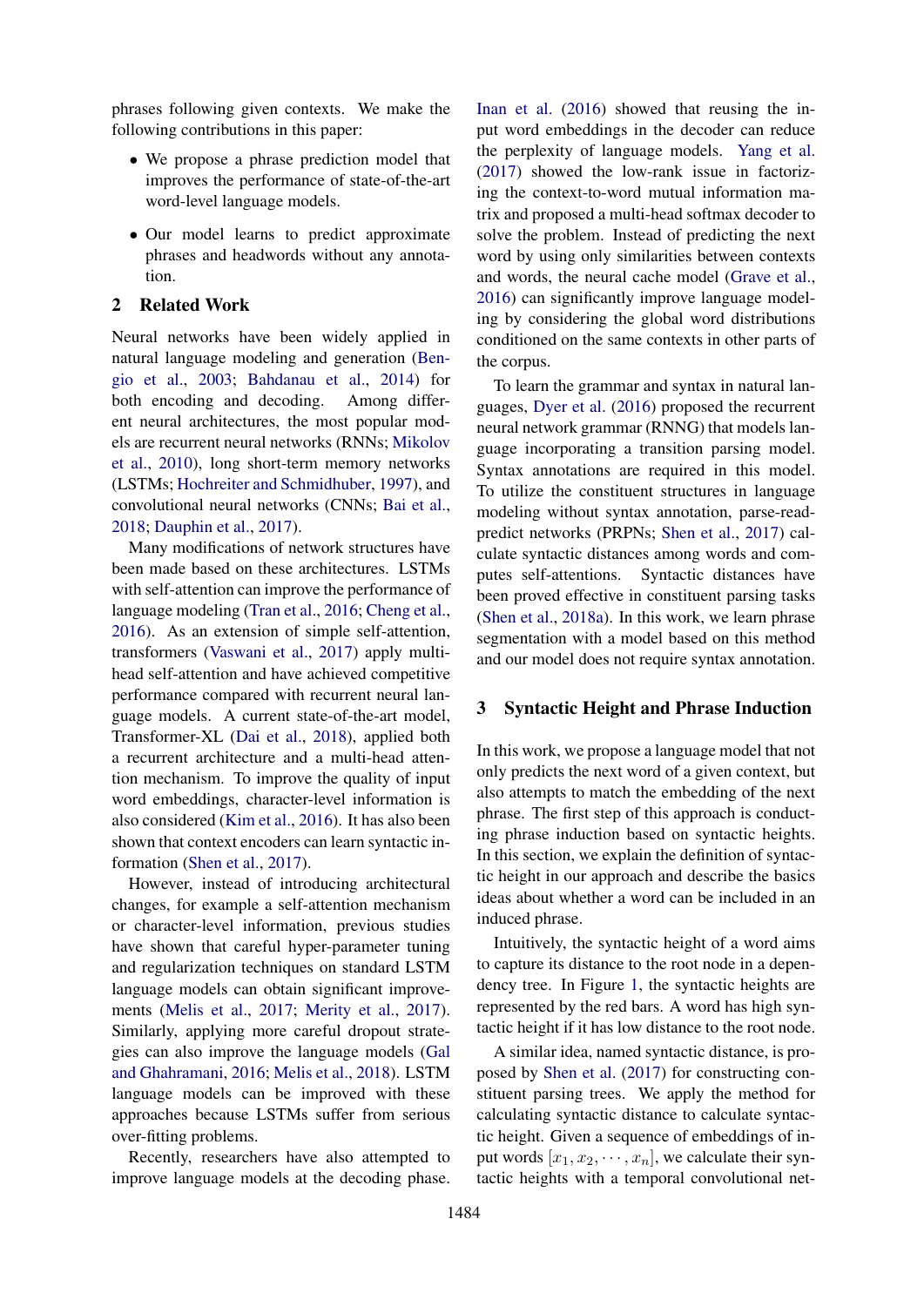phrases following given contexts. We make the following contributions in this paper:

- We propose a phrase prediction model that improves the performance of state-of-the-art word-level language models.
- Our model learns to predict approximate phrases and headwords without any annotation.

## 2 Related Work

Neural networks have been widely applied in natural language modeling and generation (Bengio et al., 2003; Bahdanau et al., 2014) for both encoding and decoding. Among different neural architectures, the most popular models are recurrent neural networks (RNNs; Mikolov et al., 2010), long short-term memory networks (LSTMs; Hochreiter and Schmidhuber, 1997), and convolutional neural networks (CNNs; Bai et al., 2018; Dauphin et al., 2017).

Many modifications of network structures have been made based on these architectures. LSTMs with self-attention can improve the performance of language modeling (Tran et al., 2016; Cheng et al., 2016). As an extension of simple self-attention, transformers (Vaswani et al., 2017) apply multi-head self-attention and have achieved competitive performance compared with recurrent neural language models. A current state-of-the-art model, Transformer-XL (Dai et al., 2018), applied both a recurrent architecture and a multi-head attention mechanism. To improve the quality of input word embeddings, character-level information is also considered (Kim et al., 2016). It has also been shown that context encoders can learn syntactic information (Shen et al., 2017).

However, instead of introducing architectural changes, for example a self-attention mechanism or character-level information, previous studies have shown that careful hyper-parameter tuning and regularization techniques on standard LSTM language models can obtain significant improvements (Melis et al., 2017; Merity et al., 2017). Similarly, applying more careful dropout strategies can also improve the language models (Gal and Ghahramani, 2016; Melis et al., 2018). LSTM language models can be improved with these approaches because LSTMs suffer from serious over-fitting problems.

Recently, researchers have also attempted to improve language models at the decoding phase. Inan et al. (2016) showed that reusing the input word embeddings in the decoder can reduce the perplexity of language models. Yang et al. (2017) showed the low-rank issue in factorizing the context-to-word mutual information matrix and proposed a multi-head softmax decoder to solve the problem. Instead of predicting the next word by using only similarities between contexts and words, the neural cache model (Grave et al., 2016) can significantly improve language modeling by considering the global word distributions conditioned on the same contexts in other parts of the corpus.

To learn the grammar and syntax in natural languages, Dyer et al. (2016) proposed the recurrent neural network grammar (RNNG) that models language incorporating a transition parsing model. Syntax annotations are required in this model. To utilize the constituent structures in language modeling without syntax annotation, parse-read-predict networks (PRPNs; Shen et al., 2017) calculate syntactic distances among words and computes self-attentions. Syntactic distances have been proved effective in constituent parsing tasks (Shen et al., 2018a). In this work, we learn phrase segmentation with a model based on this method and our model does not require syntax annotation.

## 3 Syntactic Height and Phrase Induction

In this work, we propose a language model that not only predicts the next word of a given context, but also attempts to match the embedding of the next phrase. The first step of this approach is conducting phrase induction based on syntactic heights. In this section, we explain the definition of syntactic height in our approach and describe the basics ideas about whether a word can be included in an induced phrase.

Intuitively, the syntactic height of a word aims to capture its distance to the root node in a dependency tree. In Figure 1, the syntactic heights are represented by the red bars. A word has high syntactic height if it has low distance to the root node.

A similar idea, named syntactic distance, is proposed by Shen et al. (2017) for constructing constituent parsing trees. We apply the method for calculating syntactic distance to calculate syntactic height. Given a sequence of embeddings of input words $[x_1, x_2, \cdots, x_n]$, we calculate their syntactic heights with a temporal convolutional net-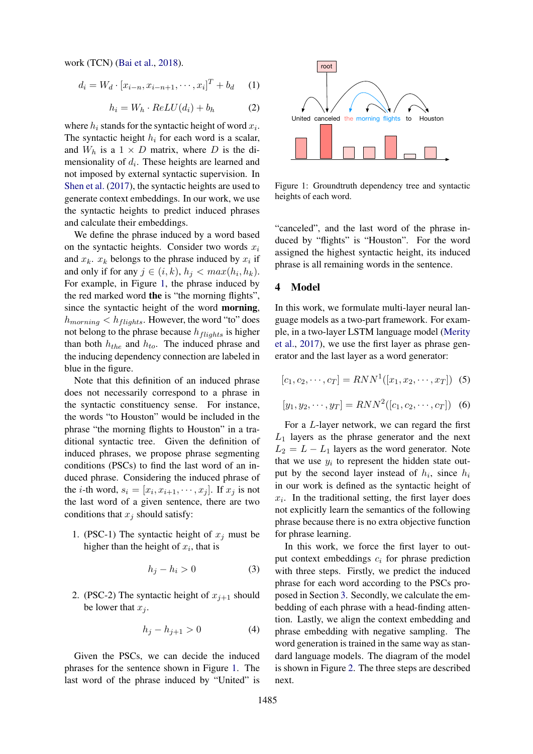work (TCN) (Bai et al., 2018).

$$d_i = W_d \cdot [x_{i-n}, x_{i-n+1}, \cdots, x_i]^T + b_d \quad (1)$$

$$h_i = W_h \cdot ReLU(d_i) + b_h \quad (2)$$

where $h_i$ stands for the syntactic height of word $x_i$. The syntactic height $h_i$ for each word is a scalar, and $W_h$ is a $1 \times D$ matrix, where $D$ is the dimensionality of $d_i$. These heights are learned and not imposed by external syntactic supervision. In Shen et al. (2017), the syntactic heights are used to generate context embeddings. In our work, we use the syntactic heights to predict induced phrases and calculate their embeddings.

We define the phrase induced by a word based on the syntactic heights. Consider two words $x_i$ and $x_k$. $x_k$ belongs to the phrase induced by $x_i$ if and only if for any $j \in (i, k)$, $h_j < max(h_i, h_k)$. For example, in Figure 1, the phrase induced by the red marked word **the** is "the morning flights", since the syntactic height of the word **morning**, $h_{morning} < h_{flights}$. However, the word "to" does not belong to the phrase because $h_{flights}$ is higher than both $h_{the}$ and $h_{to}$. The induced phrase and the inducing dependency connection are labeled in blue in the figure.

Note that this definition of an induced phrase does not necessarily correspond to a phrase in the syntactic constituency sense. For instance, the words "to Houston" would be included in the phrase "the morning flights to Houston" in a traditional syntactic tree. Given the definition of induced phrases, we propose phrase segmenting conditions (PSCs) to find the last word of an induced phrase. Considering the induced phrase of the $i$-th word, $s_i = [x_i, x_{i+1}, \cdots, x_j]$. If $x_j$ is not the last word of a given sentence, there are two conditions that $x_j$ should satisfy:

1. (PSC-1) The syntactic height of $x_j$ must be higher than the height of $x_i$, that is

$$h_j - h_i > 0 \quad (3)$$

2. (PSC-2) The syntactic height of $x_{j+1}$ should be lower that $x_j$.

$$h_j - h_{j+1} > 0 \quad (4)$$

Given the PSCs, we can decide the induced phrases for the sentence shown in Figure 1. The last word of the phrase induced by "United" is "canceled", and the last word of the phrase induced by "flights" is "Houston". For the word assigned the highest syntactic height, its induced phrase is all remaining words in the sentence.

Figure 1: Groundtruth dependency tree and syntactic heights of each word.

## 4 Model

In this work, we formulate multi-layer neural language models as a two-part framework. For example, in a two-layer LSTM language model (Merity et al., 2017), we use the first layer as phrase generator and the last layer as a word generator:

$$[c_1, c_2, \cdots, c_T] = RNN^1([x_1, x_2, \cdots, x_T]) \quad (5)$$

$$[y_1, y_2, \cdots, y_T] = RNN^2([c_1, c_2, \cdots, c_T]) \quad (6)$$

For a $L$-layer network, we can regard the first $L_1$ layers as the phrase generator and the next $L_2 = L - L_1$ layers as the word generator. Note that we use $y_i$ to represent the hidden state output by the second layer instead of $h_i$, since $h_i$ in our work is defined as the syntactic height of $x_i$. In the traditional setting, the first layer does not explicitly learn the semantics of the following phrase because there is no extra objective function for phrase learning.

In this work, we force the first layer to output context embeddings $c_i$ for phrase prediction with three steps. Firstly, we predict the induced phrase for each word according to the PSCs proposed in Section 3. Secondly, we calculate the embedding of each phrase with a head-finding attention. Lastly, we align the context embedding and phrase embedding with negative sampling. The word generation is trained in the same way as standard language models. The diagram of the model is shown in Figure 2. The three steps are described next.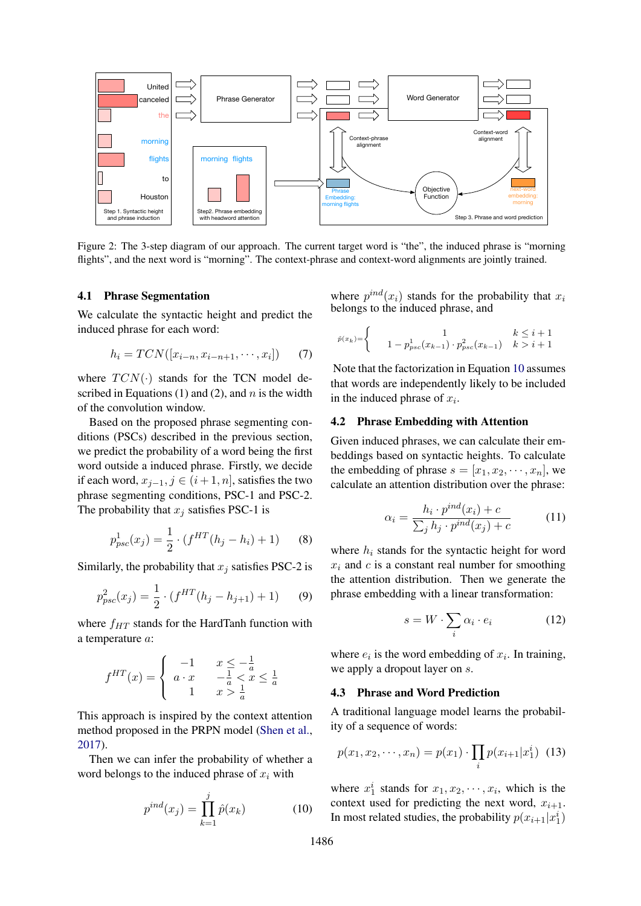Figure 2: The 3-step diagram of our approach. The current target word is "the", the induced phrase is "morning flights", and the next word is "morning". The context-phrase and context-word alignments are jointly trained.

### 4.1 Phrase Segmentation

We calculate the syntactic height and predict the induced phrase for each word:

$$h_i = TCN([x_{i-n}, x_{i-n+1}, \cdots, x_i]) \tag{7}$$

where $TCN(\cdot)$ stands for the TCN model described in Equations (1) and (2), and $n$ is the width of the convolution window.

Based on the proposed phrase segmenting conditions (PSCs) described in the previous section, we predict the probability of a word being the first word outside a induced phrase. Firstly, we decide if each word, $x_{j-1}, j \in (i+1, n]$, satisfies the two phrase segmenting conditions, PSC-1 and PSC-2. The probability that $x_j$ satisfies PSC-1 is

$$p^1_{psc}(x_j) = \frac{1}{2} \cdot (f^{HT}(h_j - h_i) + 1) \tag{8}$$

Similarly, the probability that $x_j$ satisfies PSC-2 is

$$p^2_{psc}(x_j) = \frac{1}{2} \cdot (f^{HT}(h_j - h_{j+1}) + 1) \tag{9}$$

where $f_{HT}$ stands for the HardTanh function with a temperature $a$:

$$f^{HT}(x) = \begin{cases} -1 & x \leq -\frac{1}{a} \\ a \cdot x & -\frac{1}{a} < x \leq \frac{1}{a} \\ 1 & x > \frac{1}{a} \end{cases}$$

This approach is inspired by the context attention method proposed in the PRPN model (Shen et al., 2017).

Then we can infer the probability of whether a word belongs to the induced phrase of $x_i$ with

$$p^{ind}(x_j) = \prod_{k=1}^{j} \hat{p}(x_k) \tag{10}$$

where $p^{ind}(x_i)$ stands for the probability that $x_i$ belongs to the induced phrase, and

$$\hat{p}(x_k) = \begin{cases} 1 & k \leq i+1 \\ 1 - p^1_{psc}(x_{k-1}) \cdot p^2_{psc}(x_{k-1}) & k > i+1 \end{cases}$$

Note that the factorization in Equation 10 assumes that words are independently likely to be included in the induced phrase of $x_i$.

### 4.2 Phrase Embedding with Attention

Given induced phrases, we can calculate their embeddings based on syntactic heights. To calculate the embedding of phrase $s = [x_1, x_2, \cdots, x_n]$, we calculate an attention distribution over the phrase:

$$\alpha_i = \frac{h_i \cdot p^{ind}(x_i) + c}{\sum_j h_j \cdot p^{ind}(x_j) + c} \tag{11}$$

where $h_i$ stands for the syntactic height for word $x_i$ and $c$ is a constant real number for smoothing the attention distribution. Then we generate the phrase embedding with a linear transformation:

$$s = W \cdot \sum_i \alpha_i \cdot e_i \tag{12}$$

where $e_i$ is the word embedding of $x_i$. In training, we apply a dropout layer on $s$.

### 4.3 Phrase and Word Prediction

A traditional language model learns the probability of a sequence of words:

$$p(x_1, x_2, \cdots, x_n) = p(x_1) \cdot \prod_i p(x_{i+1}|x^i_1) \tag{13}$$

where $x^i_1$ stands for $x_1, x_2, \cdots, x_i$, which is the context used for predicting the next word, $x_{i+1}$. In most related studies, the probability $p(x_{i+1}|x^i_1)$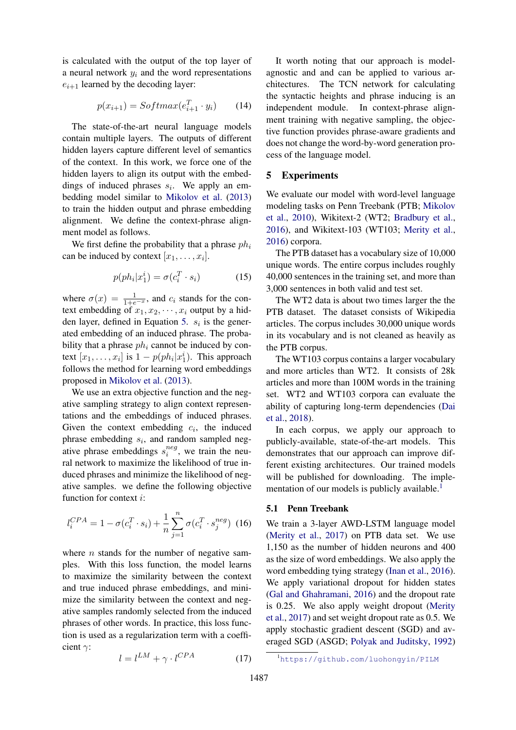is calculated with the output of the top layer of a neural network $y_i$ and the word representations $e_{i+1}$ learned by the decoding layer:

$$p(x_{i+1}) = Softmax(e_{i+1}^T \cdot y_i) \quad (14)$$

The state-of-the-art neural language models contain multiple layers. The outputs of different hidden layers capture different level of semantics of the context. In this work, we force one of the hidden layers to align its output with the embeddings of induced phrases $s_i$. We apply an embedding model similar to Mikolov et al. (2013) to train the hidden output and phrase embedding alignment. We define the context-phrase alignment model as follows.

We first define the probability that a phrase $ph_i$ can be induced by context $[x_1, \ldots, x_i]$.

$$p(ph_i|x_1^i) = \sigma(c_i^T \cdot s_i) \quad (15)$$

where $\sigma(x) = \frac{1}{1+e^{-x}}$, and $c_i$ stands for the context embedding of $x_1, x_2, \cdots, x_i$ output by a hidden layer, defined in Equation 5. $s_i$ is the generated embedding of an induced phrase. The probability that a phrase $ph_i$ cannot be induced by context $[x_1, \ldots, x_i]$ is $1 - p(ph_i|x_1^i)$. This approach follows the method for learning word embeddings proposed in Mikolov et al. (2013).

We use an extra objective function and the negative sampling strategy to align context representations and the embeddings of induced phrases. Given the context embedding $c_i$, the induced phrase embedding $s_i$, and random sampled negative phrase embeddings $s_i^{neg}$, we train the neural network to maximize the likelihood of true induced phrases and minimize the likelihood of negative samples. we define the following objective function for context $i$:

$$l_i^{CPA} = 1 - \sigma(c_i^T \cdot s_i) + \frac{1}{n} \sum_{j=1}^{n} \sigma(c_i^T \cdot s_j^{neg}) \quad (16)$$

where $n$ stands for the number of negative samples. With this loss function, the model learns to maximize the similarity between the context and true induced phrase embeddings, and minimize the similarity between the context and negative samples randomly selected from the induced phrases of other words. In practice, this loss function is used as a regularization term with a coefficient $\gamma$:

$$l = l^{LM} + \gamma \cdot l^{CPA} \quad (17)$$

It worth noting that our approach is model-agnostic and and can be applied to various architectures. The TCN network for calculating the syntactic heights and phrase inducing is an independent module. In context-phrase alignment training with negative sampling, the objective function provides phrase-aware gradients and does not change the word-by-word generation process of the language model.

## 5 Experiments

We evaluate our model with word-level language modeling tasks on Penn Treebank (PTB; Mikolov et al., 2010), Wikitext-2 (WT2; Bradbury et al., 2016), and Wikitext-103 (WT103; Merity et al., 2016) corpora.

The PTB dataset has a vocabulary size of 10,000 unique words. The entire corpus includes roughly 40,000 sentences in the training set, and more than 3,000 sentences in both valid and test set.

The WT2 data is about two times larger the the PTB dataset. The dataset consists of Wikipedia articles. The corpus includes 30,000 unique words in its vocabulary and is not cleaned as heavily as the PTB corpus.

The WT103 corpus contains a larger vocabulary and more articles than WT2. It consists of 28k articles and more than 100M words in the training set. WT2 and WT103 corpora can evaluate the ability of capturing long-term dependencies (Dai et al., 2018).

In each corpus, we apply our approach to publicly-available, state-of-the-art models. This demonstrates that our approach can improve different existing architectures. Our trained models will be published for downloading. The implementation of our models is publicly available.[1]

### 5.1 Penn Treebank

We train a 3-layer AWD-LSTM language model (Merity et al., 2017) on PTB data set. We use 1,150 as the number of hidden neurons and 400 as the size of word embeddings. We also apply the word embedding tying strategy (Inan et al., 2016). We apply variational dropout for hidden states (Gal and Ghahramani, 2016) and the dropout rate is 0.25. We also apply weight dropout (Merity et al., 2017) and set weight dropout rate as 0.5. We apply stochastic gradient descent (SGD) and averaged SGD (ASGD; Polyak and Juditsky, 1992)

[1] https://github.com/luohongyin/PILM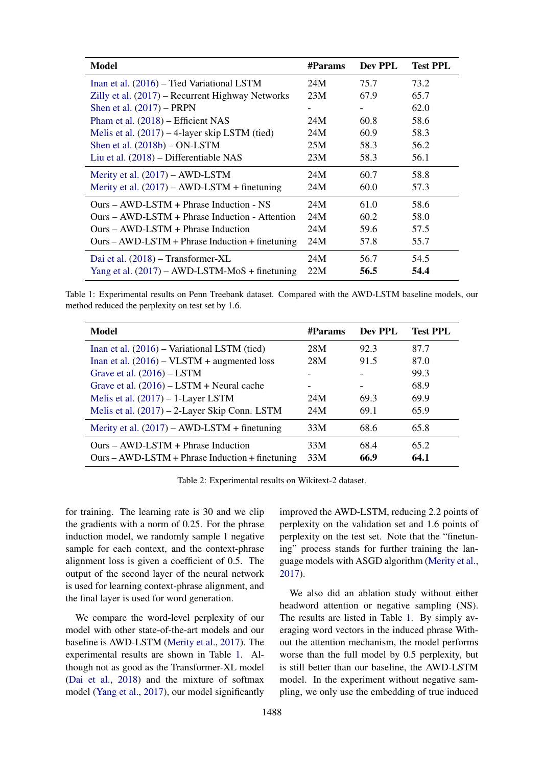| Model | #Params | Dev PPL | Test PPL |
|---|---|---|---|
| Inan et al. (2016) – Tied Variational LSTM | 24M | 75.7 | 73.2 |
| Zilly et al. (2017) – Recurrent Highway Networks | 23M | 67.9 | 65.7 |
| Shen et al. (2017) – PRPN | - | - | 62.0 |
| Pham et al. (2018) – Efficient NAS | 24M | 60.8 | 58.6 |
| Melis et al. (2017) – 4-layer skip LSTM (tied) | 24M | 60.9 | 58.3 |
| Shen et al. (2018b) – ON-LSTM | 25M | 58.3 | 56.2 |
| Liu et al. (2018) – Differentiable NAS | 23M | 58.3 | 56.1 |
| Merity et al. (2017) – AWD-LSTM | 24M | 60.7 | 58.8 |
| Merity et al. (2017) – AWD-LSTM + finetuning | 24M | 60.0 | 57.3 |
| Ours – AWD-LSTM + Phrase Induction - NS | 24M | 61.0 | 58.6 |
| Ours – AWD-LSTM + Phrase Induction - Attention | 24M | 60.2 | 58.0 |
| Ours – AWD-LSTM + Phrase Induction | 24M | 59.6 | 57.5 |
| Ours – AWD-LSTM + Phrase Induction + finetuning | 24M | 57.8 | 55.7 |
| Dai et al. (2018) – Transformer-XL | 24M | 56.7 | 54.5 |
| Yang et al. (2017) – AWD-LSTM-MoS + finetuning | 22M | **56.5** | **54.4** |

Table 1: Experimental results on Penn Treebank dataset. Compared with the AWD-LSTM baseline models, our method reduced the perplexity on test set by 1.6.

| Model | #Params | Dev PPL | Test PPL |
|---|---|---|---|
| Inan et al. (2016) – Variational LSTM (tied) | 28M | 92.3 | 87.7 |
| Inan et al. (2016) – VLSTM + augmented loss | 28M | 91.5 | 87.0 |
| Grave et al. (2016) – LSTM | - | - | 99.3 |
| Grave et al. (2016) – LSTM + Neural cache | - | - | 68.9 |
| Melis et al. (2017) – 1-Layer LSTM | 24M | 69.3 | 69.9 |
| Melis et al. (2017) – 2-Layer Skip Conn. LSTM | 24M | 69.1 | 65.9 |
| Merity et al. (2017) – AWD-LSTM + finetuning | 33M | 68.6 | 65.8 |
| Ours – AWD-LSTM + Phrase Induction | 33M | 68.4 | 65.2 |
| Ours – AWD-LSTM + Phrase Induction + finetuning | 33M | **66.9** | **64.1** |

Table 2: Experimental results on Wikitext-2 dataset.

for training. The learning rate is 30 and we clip the gradients with a norm of 0.25. For the phrase induction model, we randomly sample 1 negative sample for each context, and the context-phrase alignment loss is given a coefficient of 0.5. The output of the second layer of the neural network is used for learning context-phrase alignment, and the final layer is used for word generation.

We compare the word-level perplexity of our model with other state-of-the-art models and our baseline is AWD-LSTM (Merity et al., 2017). The experimental results are shown in Table 1. Although not as good as the Transformer-XL model (Dai et al., 2018) and the mixture of softmax model (Yang et al., 2017), our model significantly improved the AWD-LSTM, reducing 2.2 points of perplexity on the validation set and 1.6 points of perplexity on the test set. Note that the "finetuning" process stands for further training the language models with ASGD algorithm (Merity et al., 2017).

We also did an ablation study without either headword attention or negative sampling (NS). The results are listed in Table 1. By simply averaging word vectors in the induced phrase Without the attention mechanism, the model performs worse than the full model by 0.5 perplexity, but is still better than our baseline, the AWD-LSTM model. In the experiment without negative sampling, we only use the embedding of true induced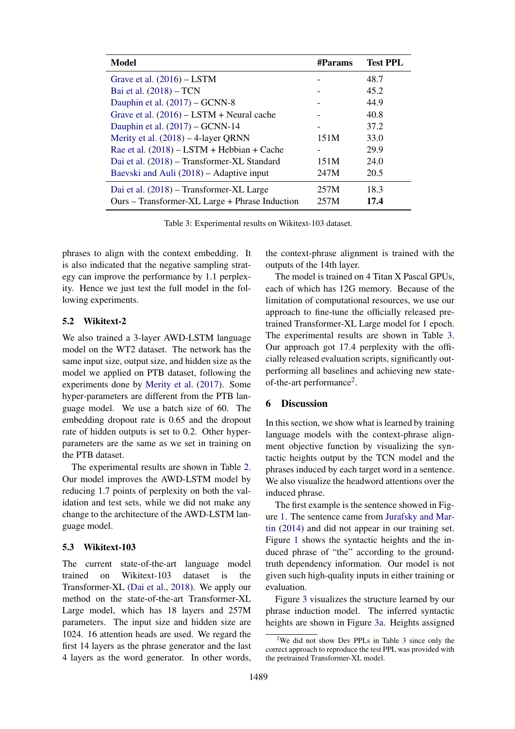| Model | #Params | Test PPL |
|---|---|---|
| Grave et al. (2016) – LSTM | - | 48.7 |
| Bai et al. (2018) – TCN | - | 45.2 |
| Dauphin et al. (2017) – GCNN-8 | - | 44.9 |
| Grave et al. (2016) – LSTM + Neural cache | - | 40.8 |
| Dauphin et al. (2017) – GCNN-14 | - | 37.2 |
| Merity et al. (2018) – 4-layer QRNN | 151M | 33.0 |
| Rae et al. (2018) – LSTM + Hebbian + Cache | - | 29.9 |
| Dai et al. (2018) – Transformer-XL Standard | 151M | 24.0 |
| Baevski and Auli (2018) – Adaptive input | 247M | 20.5 |
| Dai et al. (2018) – Transformer-XL Large | 257M | 18.3 |
| Ours – Transformer-XL Large + Phrase Induction | 257M | **17.4** |

Table 3: Experimental results on Wikitext-103 dataset.

phrases to align with the context embedding. It is also indicated that the negative sampling strategy can improve the performance by 1.1 perplexity. Hence we just test the full model in the following experiments.

### 5.2 Wikitext-2

We also trained a 3-layer AWD-LSTM language model on the WT2 dataset. The network has the same input size, output size, and hidden size as the model we applied on PTB dataset, following the experiments done by Merity et al. (2017). Some hyper-parameters are different from the PTB language model. We use a batch size of 60. The embedding dropout rate is 0.65 and the dropout rate of hidden outputs is set to 0.2. Other hyper-parameters are the same as we set in training on the PTB dataset.

The experimental results are shown in Table 2. Our model improves the AWD-LSTM model by reducing 1.7 points of perplexity on both the validation and test sets, while we did not make any change to the architecture of the AWD-LSTM language model.

### 5.3 Wikitext-103

The current state-of-the-art language model trained on Wikitext-103 dataset is the Transformer-XL (Dai et al., 2018). We apply our method on the state-of-the-art Transformer-XL Large model, which has 18 layers and 257M parameters. The input size and hidden size are 1024. 16 attention heads are used. We regard the first 14 layers as the phrase generator and the last 4 layers as the word generator. In other words, the context-phrase alignment is trained with the outputs of the 14th layer.

The model is trained on 4 Titan X Pascal GPUs, each of which has 12G memory. Because of the limitation of computational resources, we use our approach to fine-tune the officially released pretrained Transformer-XL Large model for 1 epoch. The experimental results are shown in Table 3. Our approach got 17.4 perplexity with the officially released evaluation scripts, significantly outperforming all baselines and achieving new state-of-the-art performance[2].

## 6 Discussion

In this section, we show what is learned by training language models with the context-phrase alignment objective function by visualizing the syntactic heights output by the TCN model and the phrases induced by each target word in a sentence. We also visualize the headword attentions over the induced phrase.

The first example is the sentence showed in Figure 1. The sentence came from Jurafsky and Martin (2014) and did not appear in our training set. Figure 1 shows the syntactic heights and the induced phrase of "the" according to the ground-truth dependency information. Our model is not given such high-quality inputs in either training or evaluation.

Figure 3 visualizes the structure learned by our phrase induction model. The inferred syntactic heights are shown in Figure 3a. Heights assigned

[2]We did not show Dev PPLs in Table 3 since only the correct approach to reproduce the test PPL was provided with the pretrained Transformer-XL model.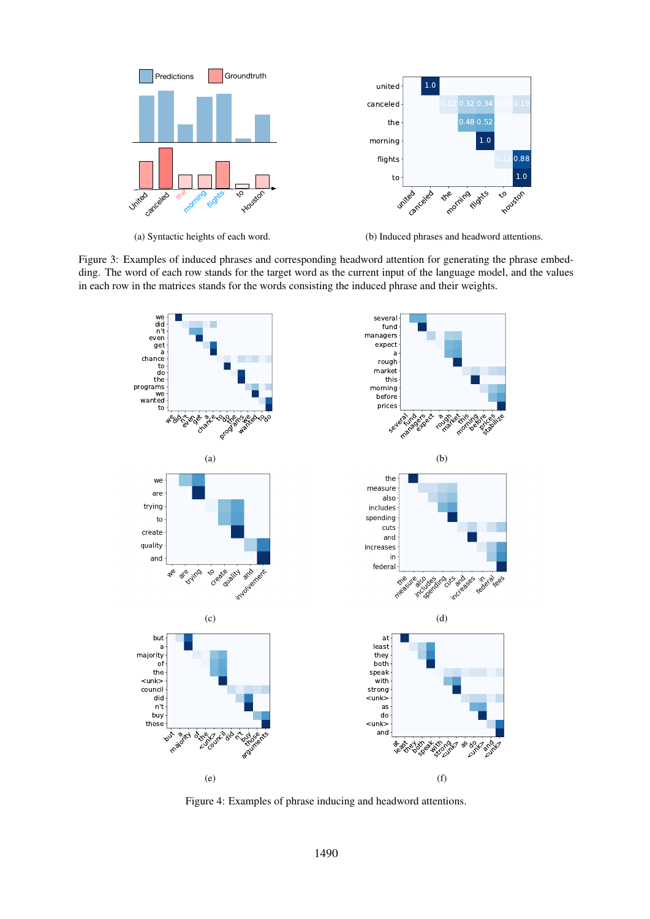(a) Syntactic heights of each word.

(b) Induced phrases and headword attentions.

Figure 3: Examples of induced phrases and corresponding headword attention for generating the phrase embedding. The word of each row stands for the target word as the current input of the language model, and the values in each row in the matrices stands for the words consisting the induced phrase and their weights.

(a)

(b)

(c)

(d)

(e)

(f)

Figure 4: Examples of phrase inducing and headword attentions.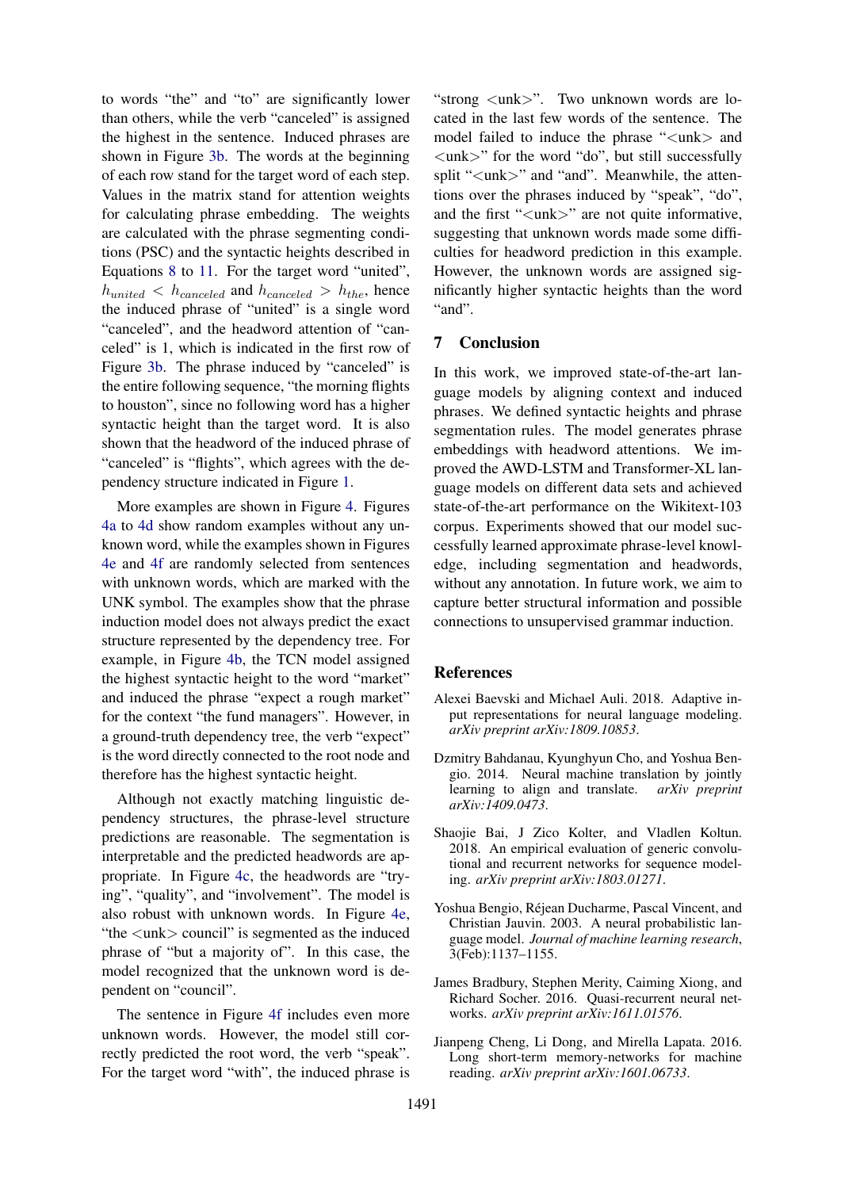to words "the" and "to" are significantly lower than others, while the verb "canceled" is assigned the highest in the sentence. Induced phrases are shown in Figure 3b. The words at the beginning of each row stand for the target word of each step. Values in the matrix stand for attention weights for calculating phrase embedding. The weights are calculated with the phrase segmenting conditions (PSC) and the syntactic heights described in Equations 8 to 11. For the target word "united", $h_{united} < h_{canceled}$ and $h_{canceled} > h_{the}$, hence the induced phrase of "united" is a single word "canceled", and the headword attention of "canceled" is 1, which is indicated in the first row of Figure 3b. The phrase induced by "canceled" is the entire following sequence, "the morning flights to houston", since no following word has a higher syntactic height than the target word. It is also shown that the headword of the induced phrase of "canceled" is "flights", which agrees with the dependency structure indicated in Figure 1.

More examples are shown in Figure 4. Figures 4a to 4d show random examples without any unknown word, while the examples shown in Figures 4e and 4f are randomly selected from sentences with unknown words, which are marked with the UNK symbol. The examples show that the phrase induction model does not always predict the exact structure represented by the dependency tree. For example, in Figure 4b, the TCN model assigned the highest syntactic height to the word "market" and induced the phrase "expect a rough market" for the context "the fund managers". However, in a ground-truth dependency tree, the verb "expect" is the word directly connected to the root node and therefore has the highest syntactic height.

Although not exactly matching linguistic dependency structures, the phrase-level structure predictions are reasonable. The segmentation is interpretable and the predicted headwords are appropriate. In Figure 4c, the headwords are "trying", "quality", and "involvement". The model is also robust with unknown words. In Figure 4e, "the <unk> council" is segmented as the induced phrase of "but a majority of". In this case, the model recognized that the unknown word is dependent on "council".

The sentence in Figure 4f includes even more unknown words. However, the model still correctly predicted the root word, the verb "speak". For the target word "with", the induced phrase is "strong <unk>". Two unknown words are located in the last few words of the sentence. The model failed to induce the phrase "<unk> and <unk>" for the word "do", but still successfully split "<unk>" and "and". Meanwhile, the attentions over the phrases induced by "speak", "do", and the first "<unk>" are not quite informative, suggesting that unknown words made some difficulties for headword prediction in this example. However, the unknown words are assigned significantly higher syntactic heights than the word "and".

## 7 Conclusion

In this work, we improved state-of-the-art language models by aligning context and induced phrases. We defined syntactic heights and phrase segmentation rules. The model generates phrase embeddings with headword attentions. We improved the AWD-LSTM and Transformer-XL language models on different data sets and achieved state-of-the-art performance on the Wikitext-103 corpus. Experiments showed that our model successfully learned approximate phrase-level knowledge, including segmentation and headwords, without any annotation. In future work, we aim to capture better structural information and possible connections to unsupervised grammar induction.

## References

Alexei Baevski and Michael Auli. 2018. Adaptive input representations for neural language modeling. *arXiv preprint arXiv:1809.10853*.

Dzmitry Bahdanau, Kyunghyun Cho, and Yoshua Bengio. 2014. Neural machine translation by jointly learning to align and translate. *arXiv preprint arXiv:1409.0473*.

Shaojie Bai, J Zico Kolter, and Vladlen Koltun. 2018. An empirical evaluation of generic convolutional and recurrent networks for sequence modeling. *arXiv preprint arXiv:1803.01271*.

Yoshua Bengio, Réjean Ducharme, Pascal Vincent, and Christian Jauvin. 2003. A neural probabilistic language model. *Journal of machine learning research*, 3(Feb):1137–1155.

James Bradbury, Stephen Merity, Caiming Xiong, and Richard Socher. 2016. Quasi-recurrent neural networks. *arXiv preprint arXiv:1611.01576*.

Jianpeng Cheng, Li Dong, and Mirella Lapata. 2016. Long short-term memory-networks for machine reading. *arXiv preprint arXiv:1601.06733*.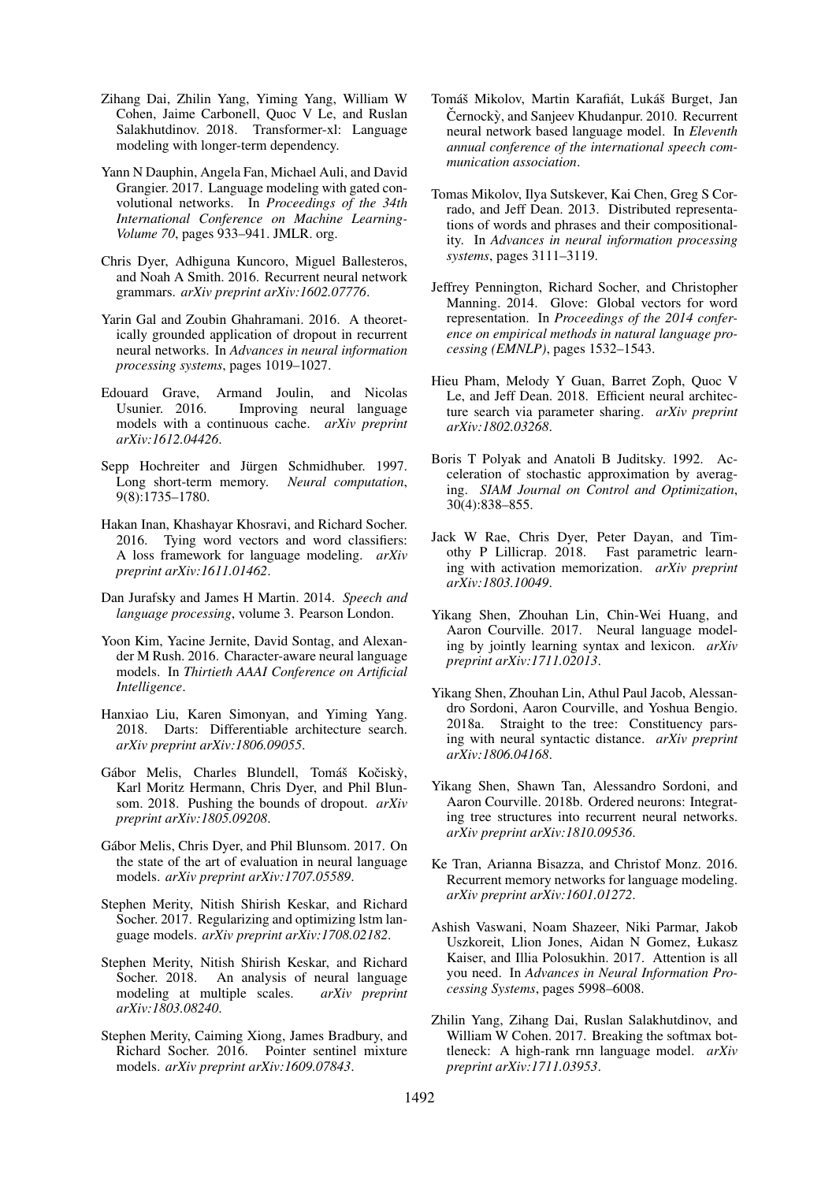Zihang Dai, Zhilin Yang, Yiming Yang, William W Cohen, Jaime Carbonell, Quoc V Le, and Ruslan Salakhutdinov. 2018. Transformer-xl: Language modeling with longer-term dependency.

Yann N Dauphin, Angela Fan, Michael Auli, and David Grangier. 2017. Language modeling with gated convolutional networks. In *Proceedings of the 34th International Conference on Machine Learning-Volume 70*, pages 933–941. JMLR. org.

Chris Dyer, Adhiguna Kuncoro, Miguel Ballesteros, and Noah A Smith. 2016. Recurrent neural network grammars. *arXiv preprint arXiv:1602.07776*.

Yarin Gal and Zoubin Ghahramani. 2016. A theoretically grounded application of dropout in recurrent neural networks. In *Advances in neural information processing systems*, pages 1019–1027.

Edouard Grave, Armand Joulin, and Nicolas Usunier. 2016. Improving neural language models with a continuous cache. *arXiv preprint arXiv:1612.04426*.

Sepp Hochreiter and Jürgen Schmidhuber. 1997. Long short-term memory. *Neural computation*, 9(8):1735–1780.

Hakan Inan, Khashayar Khosravi, and Richard Socher. 2016. Tying word vectors and word classifiers: A loss framework for language modeling. *arXiv preprint arXiv:1611.01462*.

Dan Jurafsky and James H Martin. 2014. *Speech and language processing*, volume 3. Pearson London.

Yoon Kim, Yacine Jernite, David Sontag, and Alexander M Rush. 2016. Character-aware neural language models. In *Thirtieth AAAI Conference on Artificial Intelligence*.

Hanxiao Liu, Karen Simonyan, and Yiming Yang. 2018. Darts: Differentiable architecture search. *arXiv preprint arXiv:1806.09055*.

Gábor Melis, Charles Blundell, Tomáš Kočiskỳ, Karl Moritz Hermann, Chris Dyer, and Phil Blunsom. 2018. Pushing the bounds of dropout. *arXiv preprint arXiv:1805.09208*.

Gábor Melis, Chris Dyer, and Phil Blunsom. 2017. On the state of the art of evaluation in neural language models. *arXiv preprint arXiv:1707.05589*.

Stephen Merity, Nitish Shirish Keskar, and Richard Socher. 2017. Regularizing and optimizing lstm language models. *arXiv preprint arXiv:1708.02182*.

Stephen Merity, Nitish Shirish Keskar, and Richard Socher. 2018. An analysis of neural language modeling at multiple scales. *arXiv preprint arXiv:1803.08240*.

Stephen Merity, Caiming Xiong, James Bradbury, and Richard Socher. 2016. Pointer sentinel mixture models. *arXiv preprint arXiv:1609.07843*.

Tomáš Mikolov, Martin Karafiát, Lukáš Burget, Jan Černockỳ, and Sanjeev Khudanpur. 2010. Recurrent neural network based language model. In *Eleventh annual conference of the international speech communication association*.

Tomas Mikolov, Ilya Sutskever, Kai Chen, Greg S Corrado, and Jeff Dean. 2013. Distributed representations of words and phrases and their compositionality. In *Advances in neural information processing systems*, pages 3111–3119.

Jeffrey Pennington, Richard Socher, and Christopher Manning. 2014. Glove: Global vectors for word representation. In *Proceedings of the 2014 conference on empirical methods in natural language processing (EMNLP)*, pages 1532–1543.

Hieu Pham, Melody Y Guan, Barret Zoph, Quoc V Le, and Jeff Dean. 2018. Efficient neural architecture search via parameter sharing. *arXiv preprint arXiv:1802.03268*.

Boris T Polyak and Anatoli B Juditsky. 1992. Acceleration of stochastic approximation by averaging. *SIAM Journal on Control and Optimization*, 30(4):838–855.

Jack W Rae, Chris Dyer, Peter Dayan, and Timothy P Lillicrap. 2018. Fast parametric learning with activation memorization. *arXiv preprint arXiv:1803.10049*.

Yikang Shen, Zhouhan Lin, Chin-Wei Huang, and Aaron Courville. 2017. Neural language modeling by jointly learning syntax and lexicon. *arXiv preprint arXiv:1711.02013*.

Yikang Shen, Zhouhan Lin, Athul Paul Jacob, Alessandro Sordoni, Aaron Courville, and Yoshua Bengio. 2018a. Straight to the tree: Constituency parsing with neural syntactic distance. *arXiv preprint arXiv:1806.04168*.

Yikang Shen, Shawn Tan, Alessandro Sordoni, and Aaron Courville. 2018b. Ordered neurons: Integrating tree structures into recurrent neural networks. *arXiv preprint arXiv:1810.09536*.

Ke Tran, Arianna Bisazza, and Christof Monz. 2016. Recurrent memory networks for language modeling. *arXiv preprint arXiv:1601.01272*.

Ashish Vaswani, Noam Shazeer, Niki Parmar, Jakob Uszkoreit, Llion Jones, Aidan N Gomez, Łukasz Kaiser, and Illia Polosukhin. 2017. Attention is all you need. In *Advances in Neural Information Processing Systems*, pages 5998–6008.

Zhilin Yang, Zihang Dai, Ruslan Salakhutdinov, and William W Cohen. 2017. Breaking the softmax bottleneck: A high-rank rnn language model. *arXiv preprint arXiv:1711.03953*.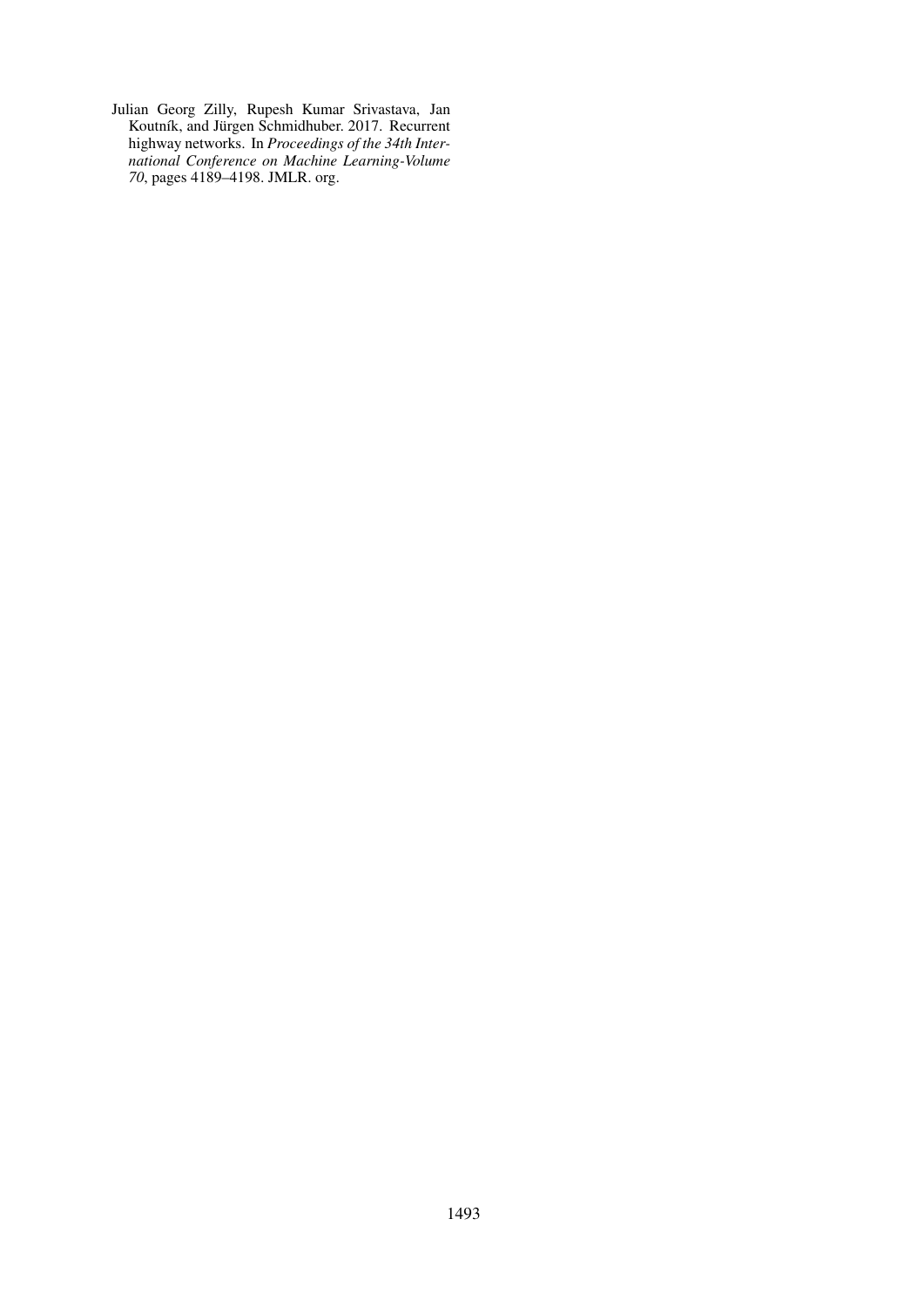Julian Georg Zilly, Rupesh Kumar Srivastava, Jan Koutník, and Jürgen Schmidhuber. 2017. Recurrent highway networks. In *Proceedings of the 34th International Conference on Machine Learning-Volume 70*, pages 4189–4198. JMLR. org.